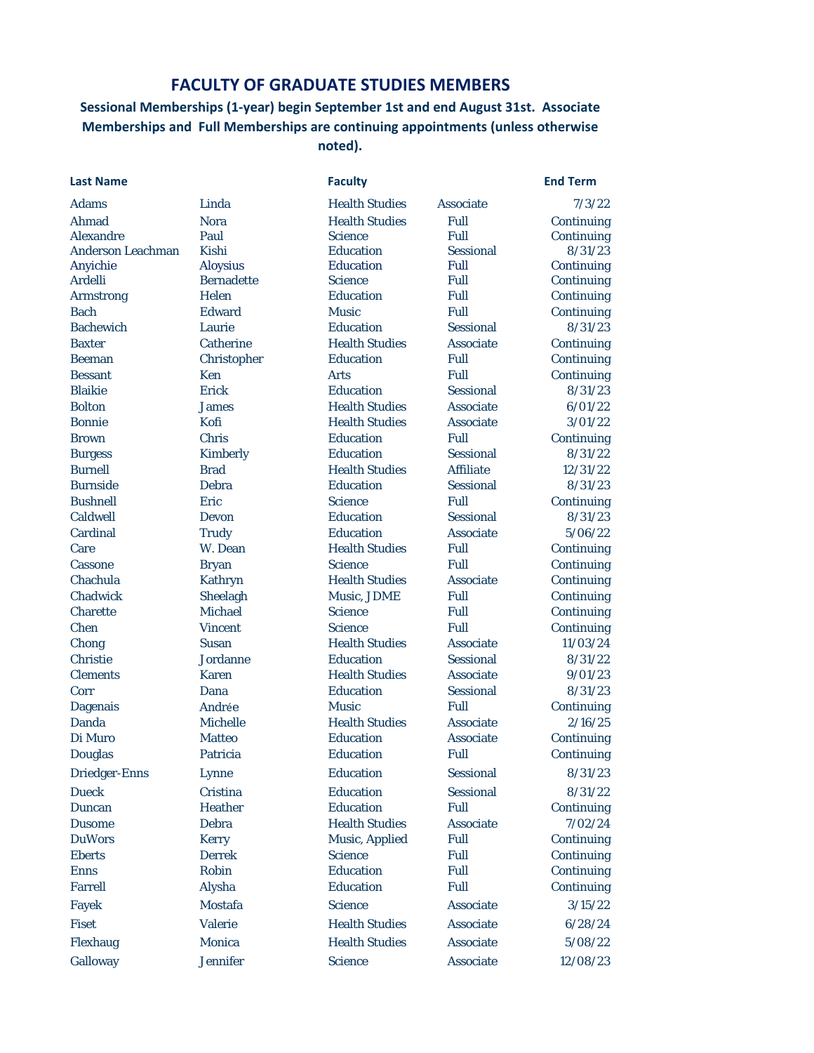# FACULTY OF GRADUATE STUDIES MEMBERS

**Sessional Memberships (1-year) begin September 1st and end August 31st. Associate Memberships and Full Memberships are continuing appointments (unless otherwise noted).**

| Last Name | | Faculty | | End Term |
|---|---|---|---|---|
| Adams | Linda | Health Studies | Associate | 7/3/22 |
| Ahmad | Nora | Health Studies | Full | Continuing |
| Alexandre | Paul | Science | Full | Continuing |
| Anderson Leachman | Kishi | Education | Sessional | 8/31/23 |
| Anyichie | Aloysius | Education | Full | Continuing |
| Ardelli | Bernadette | Science | Full | Continuing |
| Armstrong | Helen | Education | Full | Continuing |
| Bach | Edward | Music | Full | Continuing |
| Bachewich | Laurie | Education | Sessional | 8/31/23 |
| Baxter | Catherine | Health Studies | Associate | Continuing |
| Beeman | Christopher | Education | Full | Continuing |
| Bessant | Ken | Arts | Full | Continuing |
| Blaikie | Erick | Education | Sessional | 8/31/23 |
| Bolton | James | Health Studies | Associate | 6/01/22 |
| Bonnie | Kofi | Health Studies | Associate | 3/01/22 |
| Brown | Chris | Education | Full | Continuing |
| Burgess | Kimberly | Education | Sessional | 8/31/22 |
| Burnell | Brad | Health Studies | Affiliate | 12/31/22 |
| Burnside | Debra | Education | Sessional | 8/31/23 |
| Bushnell | Eric | Science | Full | Continuing |
| Caldwell | Devon | Education | Sessional | 8/31/23 |
| Cardinal | Trudy | Education | Associate | 5/06/22 |
| Care | W. Dean | Health Studies | Full | Continuing |
| Cassone | Bryan | Science | Full | Continuing |
| Chachula | Kathryn | Health Studies | Associate | Continuing |
| Chadwick | Sheelagh | Music, JDME | Full | Continuing |
| Charette | Michael | Science | Full | Continuing |
| Chen | Vincent | Science | Full | Continuing |
| Chong | Susan | Health Studies | Associate | 11/03/24 |
| Christie | Jordanne | Education | Sessional | 8/31/22 |
| Clements | Karen | Health Studies | Associate | 9/01/23 |
| Corr | Dana | Education | Sessional | 8/31/23 |
| Dagenais | Andrée | Music | Full | Continuing |
| Danda | Michelle | Health Studies | Associate | 2/16/25 |
| Di Muro | Matteo | Education | Associate | Continuing |
| Douglas | Patricia | Education | Full | Continuing |
| Driedger-Enns | Lynne | Education | Sessional | 8/31/23 |
| Dueck | Cristina | Education | Sessional | 8/31/22 |
| Duncan | Heather | Education | Full | Continuing |
| Dusome | Debra | Health Studies | Associate | 7/02/24 |
| DuWors | Kerry | Music, Applied | Full | Continuing |
| Eberts | Derrek | Science | Full | Continuing |
| Enns | Robin | Education | Full | Continuing |
| Farrell | Alysha | Education | Full | Continuing |
| Fayek | Mostafa | Science | Associate | 3/15/22 |
| Fiset | Valerie | Health Studies | Associate | 6/28/24 |
| Flexhaug | Monica | Health Studies | Associate | 5/08/22 |
| Galloway | Jennifer | Science | Associate | 12/08/23 |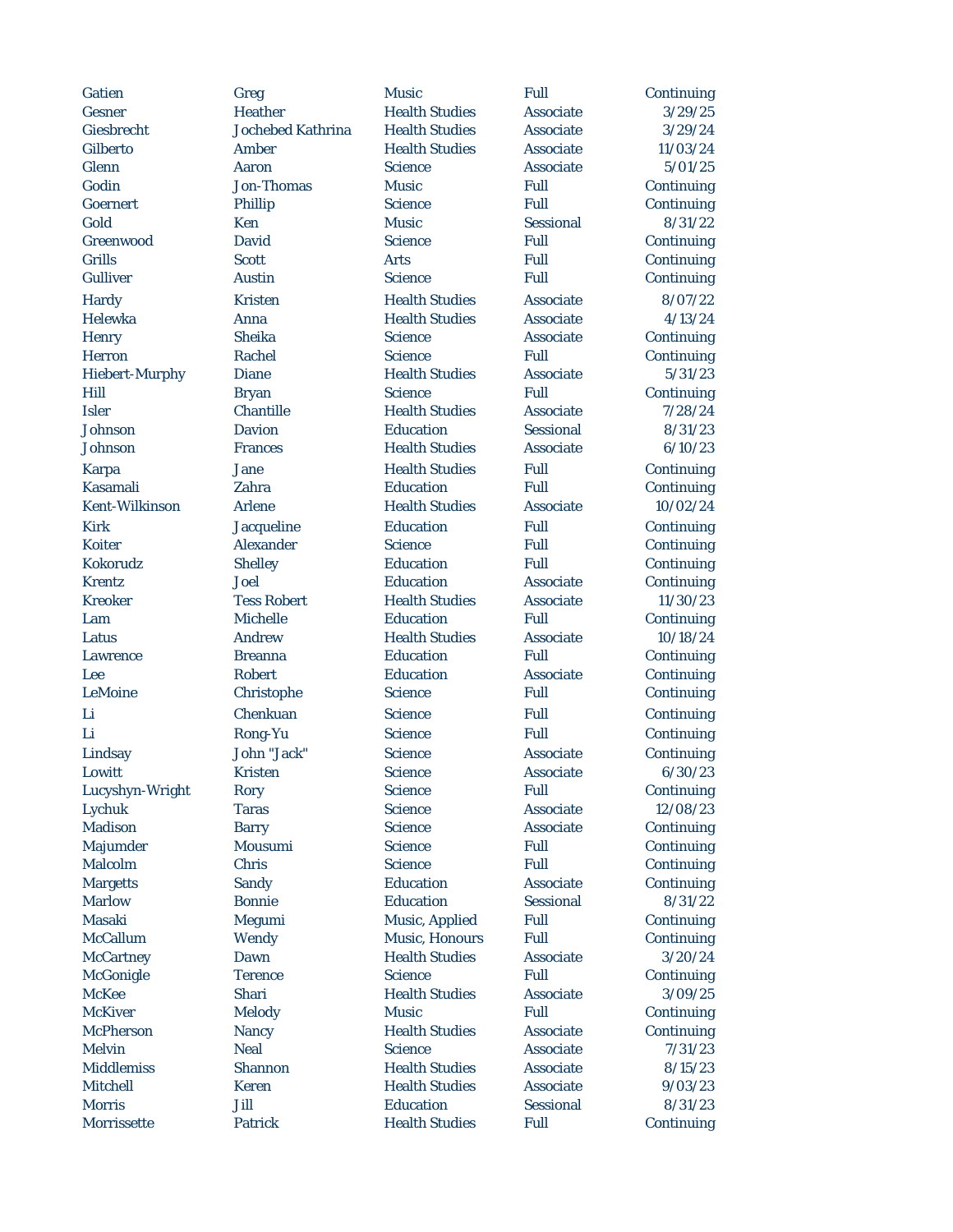| | | | | |
|---|---|---|---|---|
| Gatien | Greg | Music | Full | Continuing |
| Gesner | Heather | Health Studies | Associate | 3/29/25 |
| Giesbrecht | Jochebed Kathrina | Health Studies | Associate | 3/29/24 |
| Gilberto | Amber | Health Studies | Associate | 11/03/24 |
| Glenn | Aaron | Science | Associate | 5/01/25 |
| Godin | Jon-Thomas | Music | Full | Continuing |
| Goernert | Phillip | Science | Full | Continuing |
| Gold | Ken | Music | Sessional | 8/31/22 |
| Greenwood | David | Science | Full | Continuing |
| Grills | Scott | Arts | Full | Continuing |
| Gulliver | Austin | Science | Full | Continuing |
| Hardy | Kristen | Health Studies | Associate | 8/07/22 |
| Helewka | Anna | Health Studies | Associate | 4/13/24 |
| Henry | Sheika | Science | Associate | Continuing |
| Herron | Rachel | Science | Full | Continuing |
| Hiebert-Murphy | Diane | Health Studies | Associate | 5/31/23 |
| Hill | Bryan | Science | Full | Continuing |
| Isler | Chantille | Health Studies | Associate | 7/28/24 |
| Johnson | Davion | Education | Sessional | 8/31/23 |
| Johnson | Frances | Health Studies | Associate | 6/10/23 |
| Karpa | Jane | Health Studies | Full | Continuing |
| Kasamali | Zahra | Education | Full | Continuing |
| Kent-Wilkinson | Arlene | Health Studies | Associate | 10/02/24 |
| Kirk | Jacqueline | Education | Full | Continuing |
| Koiter | Alexander | Science | Full | Continuing |
| Kokorudz | Shelley | Education | Full | Continuing |
| Krentz | Joel | Education | Associate | Continuing |
| Kreoker | Tess Robert | Health Studies | Associate | 11/30/23 |
| Lam | Michelle | Education | Full | Continuing |
| Latus | Andrew | Health Studies | Associate | 10/18/24 |
| Lawrence | Breanna | Education | Full | Continuing |
| Lee | Robert | Education | Associate | Continuing |
| LeMoine | Christophe | Science | Full | Continuing |
| Li | Chenkuan | Science | Full | Continuing |
| Li | Rong-Yu | Science | Full | Continuing |
| Lindsay | John "Jack" | Science | Associate | Continuing |
| Lowitt | Kristen | Science | Associate | 6/30/23 |
| Lucyshyn-Wright | Rory | Science | Full | Continuing |
| Lychuk | Taras | Science | Associate | 12/08/23 |
| Madison | Barry | Science | Associate | Continuing |
| Majumder | Mousumi | Science | Full | Continuing |
| Malcolm | Chris | Science | Full | Continuing |
| Margetts | Sandy | Education | Associate | Continuing |
| Marlow | Bonnie | Education | Sessional | 8/31/22 |
| Masaki | Megumi | Music, Applied | Full | Continuing |
| McCallum | Wendy | Music, Honours | Full | Continuing |
| McCartney | Dawn | Health Studies | Associate | 3/20/24 |
| McGonigle | Terence | Science | Full | Continuing |
| McKee | Shari | Health Studies | Associate | 3/09/25 |
| McKiver | Melody | Music | Full | Continuing |
| McPherson | Nancy | Health Studies | Associate | Continuing |
| Melvin | Neal | Science | Associate | 7/31/23 |
| Middlemiss | Shannon | Health Studies | Associate | 8/15/23 |
| Mitchell | Keren | Health Studies | Associate | 9/03/23 |
| Morris | Jill | Education | Sessional | 8/31/23 |
| Morrissette | Patrick | Health Studies | Full | Continuing |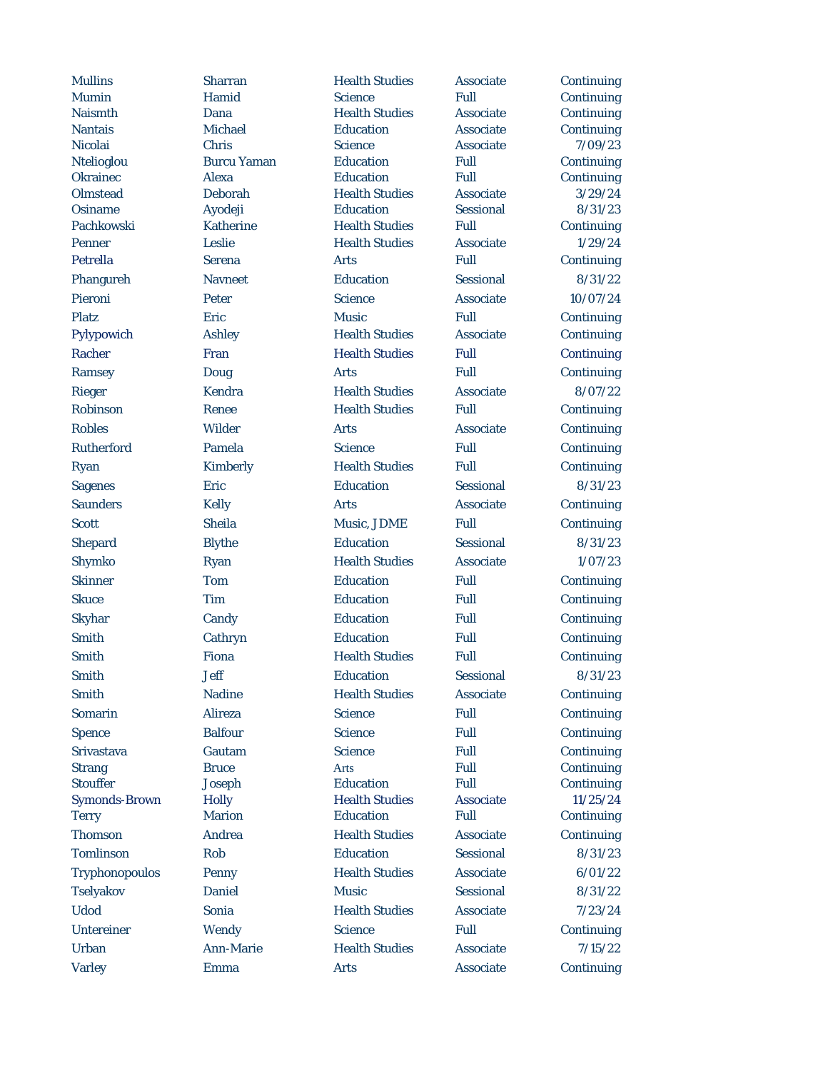| | | | | |
|---|---|---|---|---|
| Mullins | Sharran | Health Studies | Associate | Continuing |
| Mumin | Hamid | Science | Full | Continuing |
| Naismth | Dana | Health Studies | Associate | Continuing |
| Nantais | Michael | Education | Associate | Continuing |
| Nicolai | Chris | Science | Associate | 7/09/23 |
| Ntelioglou | Burcu Yaman | Education | Full | Continuing |
| Okrainec | Alexa | Education | Full | Continuing |
| Olmstead | Deborah | Health Studies | Associate | 3/29/24 |
| Osiname | Ayodeji | Education | Sessional | 8/31/23 |
| Pachkowski | Katherine | Health Studies | Full | Continuing |
| Penner | Leslie | Health Studies | Associate | 1/29/24 |
| Petrella | Serena | Arts | Full | Continuing |
| Phangureh | Navneet | Education | Sessional | 8/31/22 |
| Pieroni | Peter | Science | Associate | 10/07/24 |
| Platz | Eric | Music | Full | Continuing |
| Pylypowich | Ashley | Health Studies | Associate | Continuing |
| Racher | Fran | Health Studies | Full | Continuing |
| Ramsey | Doug | Arts | Full | Continuing |
| Rieger | Kendra | Health Studies | Associate | 8/07/22 |
| Robinson | Renee | Health Studies | Full | Continuing |
| Robles | Wilder | Arts | Associate | Continuing |
| Rutherford | Pamela | Science | Full | Continuing |
| Ryan | Kimberly | Health Studies | Full | Continuing |
| Sagenes | Eric | Education | Sessional | 8/31/23 |
| Saunders | Kelly | Arts | Associate | Continuing |
| Scott | Sheila | Music, JDME | Full | Continuing |
| Shepard | Blythe | Education | Sessional | 8/31/23 |
| Shymko | Ryan | Health Studies | Associate | 1/07/23 |
| Skinner | Tom | Education | Full | Continuing |
| Skuce | Tim | Education | Full | Continuing |
| Skyhar | Candy | Education | Full | Continuing |
| Smith | Cathryn | Education | Full | Continuing |
| Smith | Fiona | Health Studies | Full | Continuing |
| Smith | Jeff | Education | Sessional | 8/31/23 |
| Smith | Nadine | Health Studies | Associate | Continuing |
| Somarin | Alireza | Science | Full | Continuing |
| Spence | Balfour | Science | Full | Continuing |
| Srivastava | Gautam | Science | Full | Continuing |
| Strang | Bruce | Arts | Full | Continuing |
| Stouffer | Joseph | Education | Full | Continuing |
| Symonds-Brown | Holly | Health Studies | Associate | 11/25/24 |
| Terry | Marion | Education | Full | Continuing |
| Thomson | Andrea | Health Studies | Associate | Continuing |
| Tomlinson | Rob | Education | Sessional | 8/31/23 |
| Tryphonopoulos | Penny | Health Studies | Associate | 6/01/22 |
| Tselyakov | Daniel | Music | Sessional | 8/31/22 |
| Udod | Sonia | Health Studies | Associate | 7/23/24 |
| Untereiner | Wendy | Science | Full | Continuing |
| Urban | Ann-Marie | Health Studies | Associate | 7/15/22 |
| Varley | Emma | Arts | Associate | Continuing |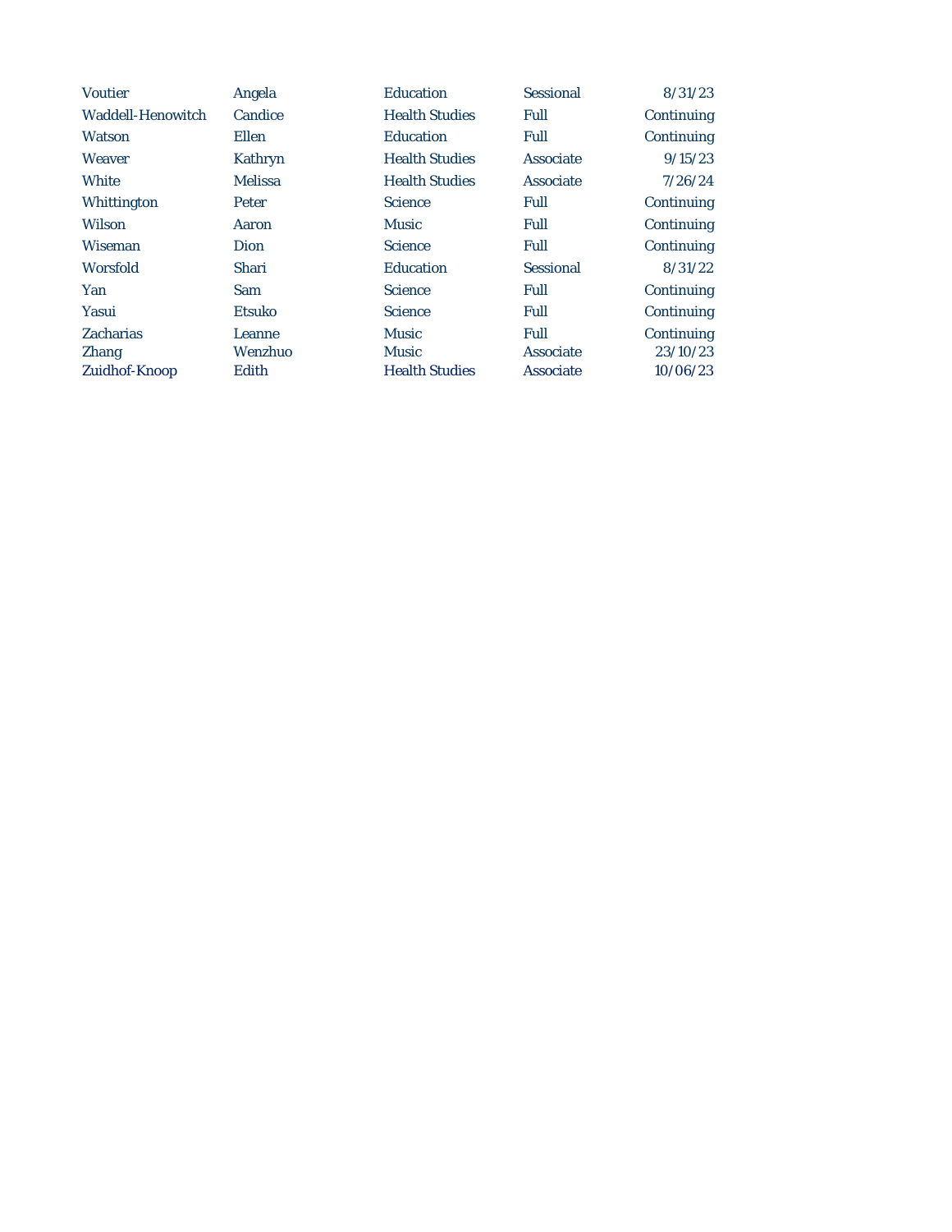| | | | | |
|---|---|---|---|---|
| Voutier | Angela | Education | Sessional | 8/31/23 |
| Waddell-Henowitch | Candice | Health Studies | Full | Continuing |
| Watson | Ellen | Education | Full | Continuing |
| Weaver | Kathryn | Health Studies | Associate | 9/15/23 |
| White | Melissa | Health Studies | Associate | 7/26/24 |
| Whittington | Peter | Science | Full | Continuing |
| Wilson | Aaron | Music | Full | Continuing |
| Wiseman | Dion | Science | Full | Continuing |
| Worsfold | Shari | Education | Sessional | 8/31/22 |
| Yan | Sam | Science | Full | Continuing |
| Yasui | Etsuko | Science | Full | Continuing |
| Zacharias | Leanne | Music | Full | Continuing |
| Zhang | Wenzhuo | Music | Associate | 23/10/23 |
| Zuidhof-Knoop | Edith | Health Studies | Associate | 10/06/23 |